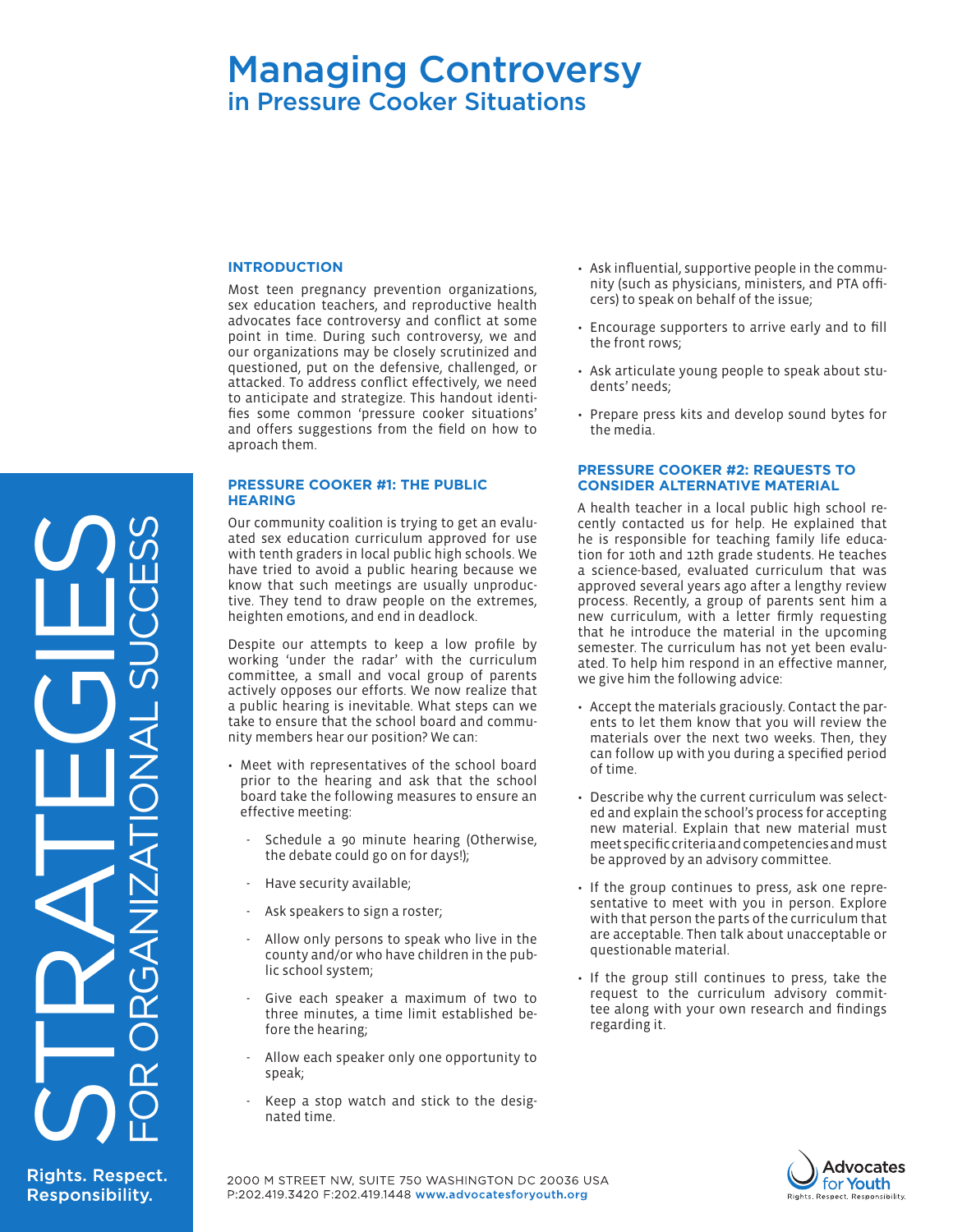# Managing Controversy
## in Pressure Cooker Situations

### INTRODUCTION

Most teen pregnancy prevention organizations, sex education teachers, and reproductive health advocates face controversy and conflict at some point in time. During such controversy, we and our organizations may be closely scrutinized and questioned, put on the defensive, challenged, or attacked. To address conflict effectively, we need to anticipate and strategize. This handout identifies some common 'pressure cooker situations' and offers suggestions from the field on how to aproach them.

### PRESSURE COOKER #1: THE PUBLIC HEARING

Our community coalition is trying to get an evaluated sex education curriculum approved for use with tenth graders in local public high schools. We have tried to avoid a public hearing because we know that such meetings are usually unproductive. They tend to draw people on the extremes, heighten emotions, and end in deadlock.

Despite our attempts to keep a low profile by working 'under the radar' with the curriculum committee, a small and vocal group of parents actively opposes our efforts. We now realize that a public hearing is inevitable. What steps can we take to ensure that the school board and community members hear our position? We can:

- Meet with representatives of the school board prior to the hearing and ask that the school board take the following measures to ensure an effective meeting:
  - Schedule a 90 minute hearing (Otherwise, the debate could go on for days!);
  - Have security available;
  - Ask speakers to sign a roster;
  - Allow only persons to speak who live in the county and/or who have children in the public school system;
  - Give each speaker a maximum of two to three minutes, a time limit established before the hearing;
  - Allow each speaker only one opportunity to speak;
  - Keep a stop watch and stick to the designated time.
- Ask influential, supportive people in the community (such as physicians, ministers, and PTA officers) to speak on behalf of the issue;
- Encourage supporters to arrive early and to fill the front rows;
- Ask articulate young people to speak about students' needs;
- Prepare press kits and develop sound bytes for the media.

### PRESSURE COOKER #2: REQUESTS TO CONSIDER ALTERNATIVE MATERIAL

A health teacher in a local public high school recently contacted us for help. He explained that he is responsible for teaching family life education for 10th and 12th grade students. He teaches a science-based, evaluated curriculum that was approved several years ago after a lengthy review process. Recently, a group of parents sent him a new curriculum, with a letter firmly requesting that he introduce the material in the upcoming semester. The curriculum has not yet been evaluated. To help him respond in an effective manner, we give him the following advice:

- Accept the materials graciously. Contact the parents to let them know that you will review the materials over the next two weeks. Then, they can follow up with you during a specified period of time.
- Describe why the current curriculum was selected and explain the school's process for accepting new material. Explain that new material must meet specific criteria and competencies and must be approved by an advisory committee.
- If the group continues to press, ask one representative to meet with you in person. Explore with that person the parts of the curriculum that are acceptable. Then talk about unacceptable or questionable material.
- If the group still continues to press, take the request to the curriculum advisory committee along with your own research and findings regarding it.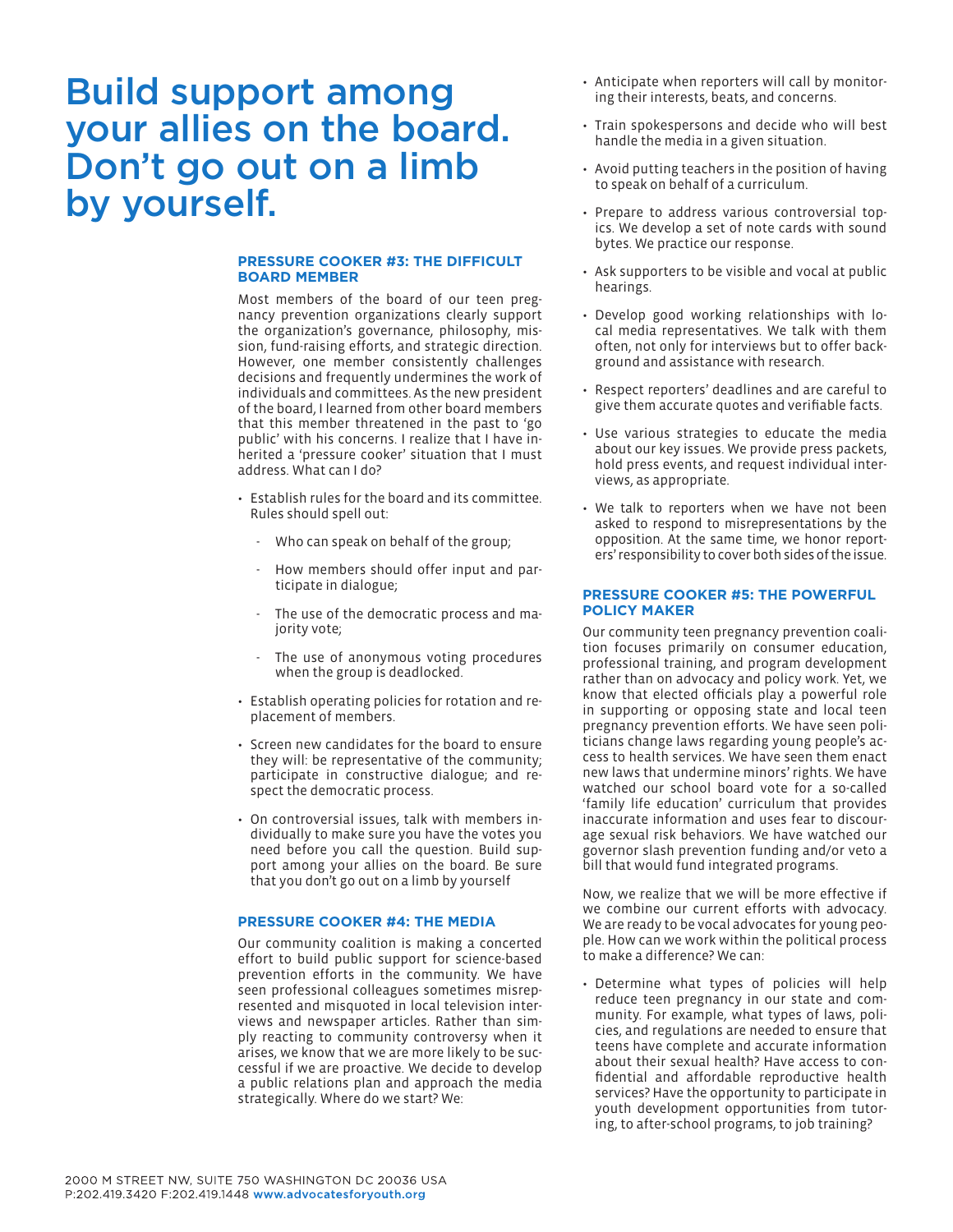# Build support among your allies on the board. Don't go out on a limb by yourself.

### PRESSURE COOKER #3: THE DIFFICULT BOARD MEMBER

Most members of the board of our teen pregnancy prevention organizations clearly support the organization's governance, philosophy, mission, fund-raising efforts, and strategic direction. However, one member consistently challenges decisions and frequently undermines the work of individuals and committees. As the new president of the board, I learned from other board members that this member threatened in the past to 'go public' with his concerns. I realize that I have inherited a 'pressure cooker' situation that I must address. What can I do?

- Establish rules for the board and its committee. Rules should spell out:
  - Who can speak on behalf of the group;
  - How members should offer input and participate in dialogue;
  - The use of the democratic process and majority vote;
  - The use of anonymous voting procedures when the group is deadlocked.
- Establish operating policies for rotation and replacement of members.
- Screen new candidates for the board to ensure they will: be representative of the community; participate in constructive dialogue; and respect the democratic process.
- On controversial issues, talk with members individually to make sure you have the votes you need before you call the question. Build support among your allies on the board. Be sure that you don't go out on a limb by yourself

### PRESSURE COOKER #4: THE MEDIA

Our community coalition is making a concerted effort to build public support for science-based prevention efforts in the community. We have seen professional colleagues sometimes misrepresented and misquoted in local television interviews and newspaper articles. Rather than simply reacting to community controversy when it arises, we know that we are more likely to be successful if we are proactive. We decide to develop a public relations plan and approach the media strategically. Where do we start? We:

- Anticipate when reporters will call by monitoring their interests, beats, and concerns.
- Train spokespersons and decide who will best handle the media in a given situation.
- Avoid putting teachers in the position of having to speak on behalf of a curriculum.
- Prepare to address various controversial topics. We develop a set of note cards with sound bytes. We practice our response.
- Ask supporters to be visible and vocal at public hearings.
- Develop good working relationships with local media representatives. We talk with them often, not only for interviews but to offer background and assistance with research.
- Respect reporters' deadlines and are careful to give them accurate quotes and verifiable facts.
- Use various strategies to educate the media about our key issues. We provide press packets, hold press events, and request individual interviews, as appropriate.
- We talk to reporters when we have not been asked to respond to misrepresentations by the opposition. At the same time, we honor reporters' responsibility to cover both sides of the issue.

### PRESSURE COOKER #5: THE POWERFUL POLICY MAKER

Our community teen pregnancy prevention coalition focuses primarily on consumer education, professional training, and program development rather than on advocacy and policy work. Yet, we know that elected officials play a powerful role in supporting or opposing state and local teen pregnancy prevention efforts. We have seen politicians change laws regarding young people's access to health services. We have seen them enact new laws that undermine minors' rights. We have watched our school board vote for a so-called 'family life education' curriculum that provides inaccurate information and uses fear to discourage sexual risk behaviors. We have watched our governor slash prevention funding and/or veto a bill that would fund integrated programs.

Now, we realize that we will be more effective if we combine our current efforts with advocacy. We are ready to be vocal advocates for young people. How can we work within the political process to make a difference? We can:

- Determine what types of policies will help reduce teen pregnancy in our state and community. For example, what types of laws, policies, and regulations are needed to ensure that teens have complete and accurate information about their sexual health? Have access to confidential and affordable reproductive health services? Have the opportunity to participate in youth development opportunities from tutoring, to after-school programs, to job training?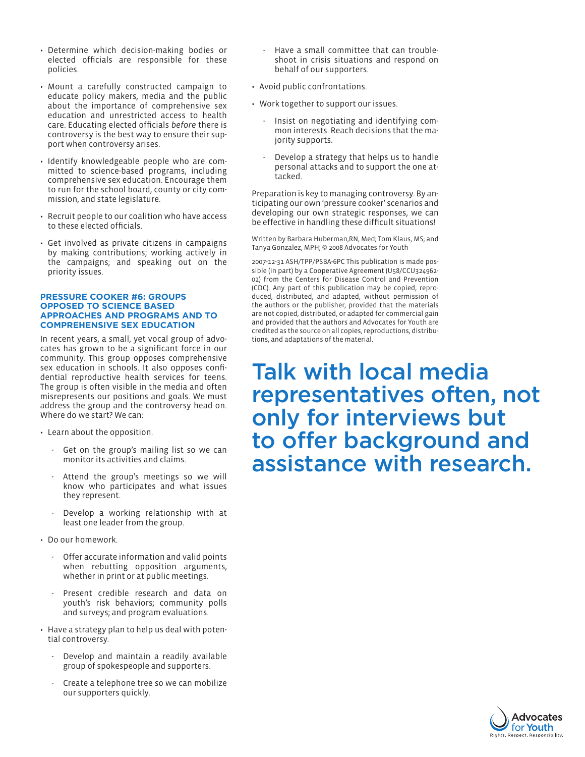- Determine which decision-making bodies or elected officials are responsible for these policies.
- Mount a carefully constructed campaign to educate policy makers, media and the public about the importance of comprehensive sex education and unrestricted access to health care. Educating elected officials *before* there is controversy is the best way to ensure their support when controversy arises.
- Identify knowledgeable people who are committed to science-based programs, including comprehensive sex education. Encourage them to run for the school board, county or city commission, and state legislature.
- Recruit people to our coalition who have access to these elected officials.
- Get involved as private citizens in campaigns by making contributions; working actively in the campaigns; and speaking out on the priority issues.

### PRESSURE COOKER #6: GROUPS OPPOSED TO SCIENCE BASED APPROACHES AND PROGRAMS AND TO COMPREHENSIVE SEX EDUCATION

In recent years, a small, yet vocal group of advocates has grown to be a significant force in our community. This group opposes comprehensive sex education in schools. It also opposes confidential reproductive health services for teens. The group is often visible in the media and often misrepresents our positions and goals. We must address the group and the controversy head on. Where do we start? We can:

- Learn about the opposition.
  - Get on the group's mailing list so we can monitor its activities and claims.
  - Attend the group's meetings so we will know who participates and what issues they represent.
  - Develop a working relationship with at least one leader from the group.
- Do our homework.
  - Offer accurate information and valid points when rebutting opposition arguments, whether in print or at public meetings.
  - Present credible research and data on youth's risk behaviors; community polls and surveys; and program evaluations.
- Have a strategy plan to help us deal with potential controversy.
  - Develop and maintain a readily available group of spokespeople and supporters.
  - Create a telephone tree so we can mobilize our supporters quickly.
  - Have a small committee that can troubleshoot in crisis situations and respond on behalf of our supporters.
- Avoid public confrontations.
- Work together to support our issues.
  - Insist on negotiating and identifying common interests. Reach decisions that the majority supports.
  - Develop a strategy that helps us to handle personal attacks and to support the one attacked.

Preparation is key to managing controversy. By anticipating our own 'pressure cooker' scenarios and developing our own strategic responses, we can be effective in handling these difficult situations!

Written by Barbara Huberman,RN, Med; Tom Klaus, MS; and Tanya Gonzalez, MPH; © 2008 Advocates for Youth

2007-12-31 ASH/TPP/PSBA-6PC This publication is made possible (in part) by a Cooperative Agreement (U58/CCU324962-02) from the Centers for Disease Control and Prevention (CDC). Any part of this publication may be copied, reproduced, distributed, and adapted, without permission of the authors or the publisher, provided that the materials are not copied, distributed, or adapted for commercial gain and provided that the authors and Advocates for Youth are credited as the source on all copies, reproductions, distributions, and adaptations of the material.

## Talk with local media representatives often, not only for interviews but to offer background and assistance with research.

Advocates for Youth
Rights. Respect. Responsibility.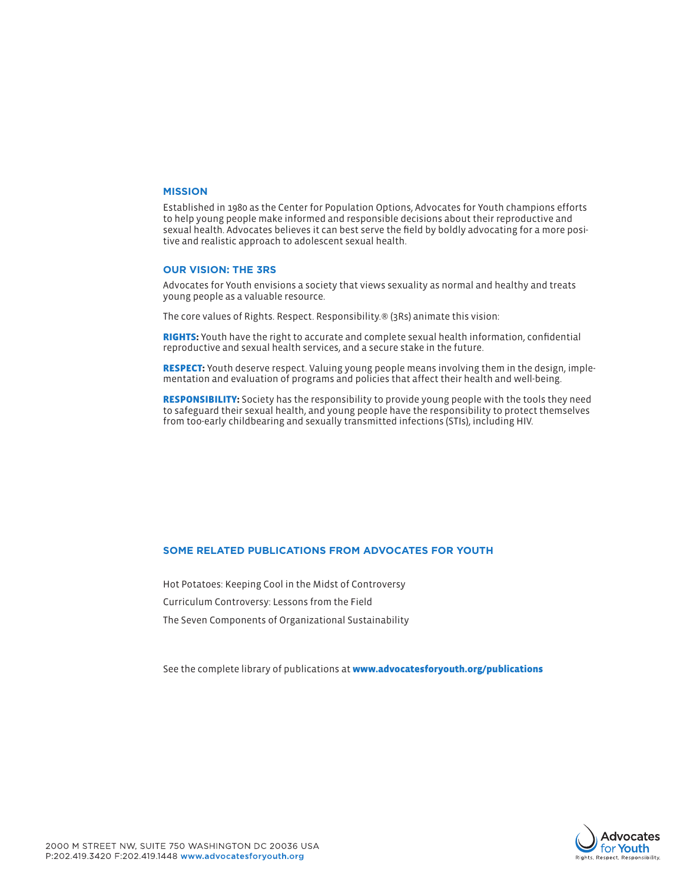## MISSION

Established in 1980 as the Center for Population Options, Advocates for Youth champions efforts to help young people make informed and responsible decisions about their reproductive and sexual health. Advocates believes it can best serve the field by boldly advocating for a more positive and realistic approach to adolescent sexual health.

## OUR VISION: THE 3RS

Advocates for Youth envisions a society that views sexuality as normal and healthy and treats young people as a valuable resource.

The core values of Rights. Respect. Responsibility.® (3Rs) animate this vision:

**RIGHTS:** Youth have the right to accurate and complete sexual health information, confidential reproductive and sexual health services, and a secure stake in the future.

**RESPECT:** Youth deserve respect. Valuing young people means involving them in the design, implementation and evaluation of programs and policies that affect their health and well-being.

**RESPONSIBILITY:** Society has the responsibility to provide young people with the tools they need to safeguard their sexual health, and young people have the responsibility to protect themselves from too-early childbearing and sexually transmitted infections (STIs), including HIV.

## SOME RELATED PUBLICATIONS FROM ADVOCATES FOR YOUTH

Hot Potatoes: Keeping Cool in the Midst of Controversy

Curriculum Controversy: Lessons from the Field

The Seven Components of Organizational Sustainability

See the complete library of publications at **www.advocatesforyouth.org/publications**

2000 M STREET NW, SUITE 750 WASHINGTON DC 20036 USA
P:202.419.3420 F:202.419.1448 www.advocatesforyouth.org

Advocates for Youth
Rights. Respect. Responsibility.